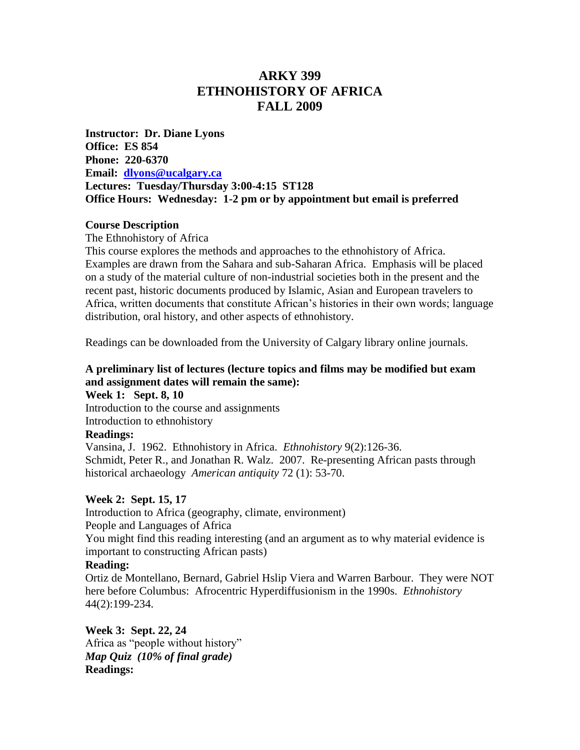# ARKY 399
# ETHNOHISTORY OF AFRICA
# FALL 2009

**Instructor: Dr. Diane Lyons**
**Office: ES 854**
**Phone: 220-6370**
**Email: dlyons@ucalgary.ca**
**Lectures: Tuesday/Thursday 3:00-4:15 ST128**
**Office Hours: Wednesday: 1-2 pm or by appointment but email is preferred**

**Course Description**

The Ethnohistory of Africa

This course explores the methods and approaches to the ethnohistory of Africa. Examples are drawn from the Sahara and sub-Saharan Africa. Emphasis will be placed on a study of the material culture of non-industrial societies both in the present and the recent past, historic documents produced by Islamic, Asian and European travelers to Africa, written documents that constitute African's histories in their own words; language distribution, oral history, and other aspects of ethnohistory.

Readings can be downloaded from the University of Calgary library online journals.

**A preliminary list of lectures (lecture topics and films may be modified but exam and assignment dates will remain the same):**

**Week 1: Sept. 8, 10**

Introduction to the course and assignments
Introduction to ethnohistory

**Readings:**

Vansina, J. 1962. Ethnohistory in Africa. *Ethnohistory* 9(2):126-36.
Schmidt, Peter R., and Jonathan R. Walz. 2007. Re-presenting African pasts through historical archaeology *American antiquity* 72 (1): 53-70.

**Week 2: Sept. 15, 17**

Introduction to Africa (geography, climate, environment)
People and Languages of Africa
You might find this reading interesting (and an argument as to why material evidence is important to constructing African pasts)

**Reading:**

Ortiz de Montellano, Bernard, Gabriel Hslip Viera and Warren Barbour. They were NOT here before Columbus: Afrocentric Hyperdiffusionism in the 1990s. *Ethnohistory* 44(2):199-234.

**Week 3: Sept. 22, 24**

Africa as "people without history"
***Map Quiz (10% of final grade)***

**Readings:**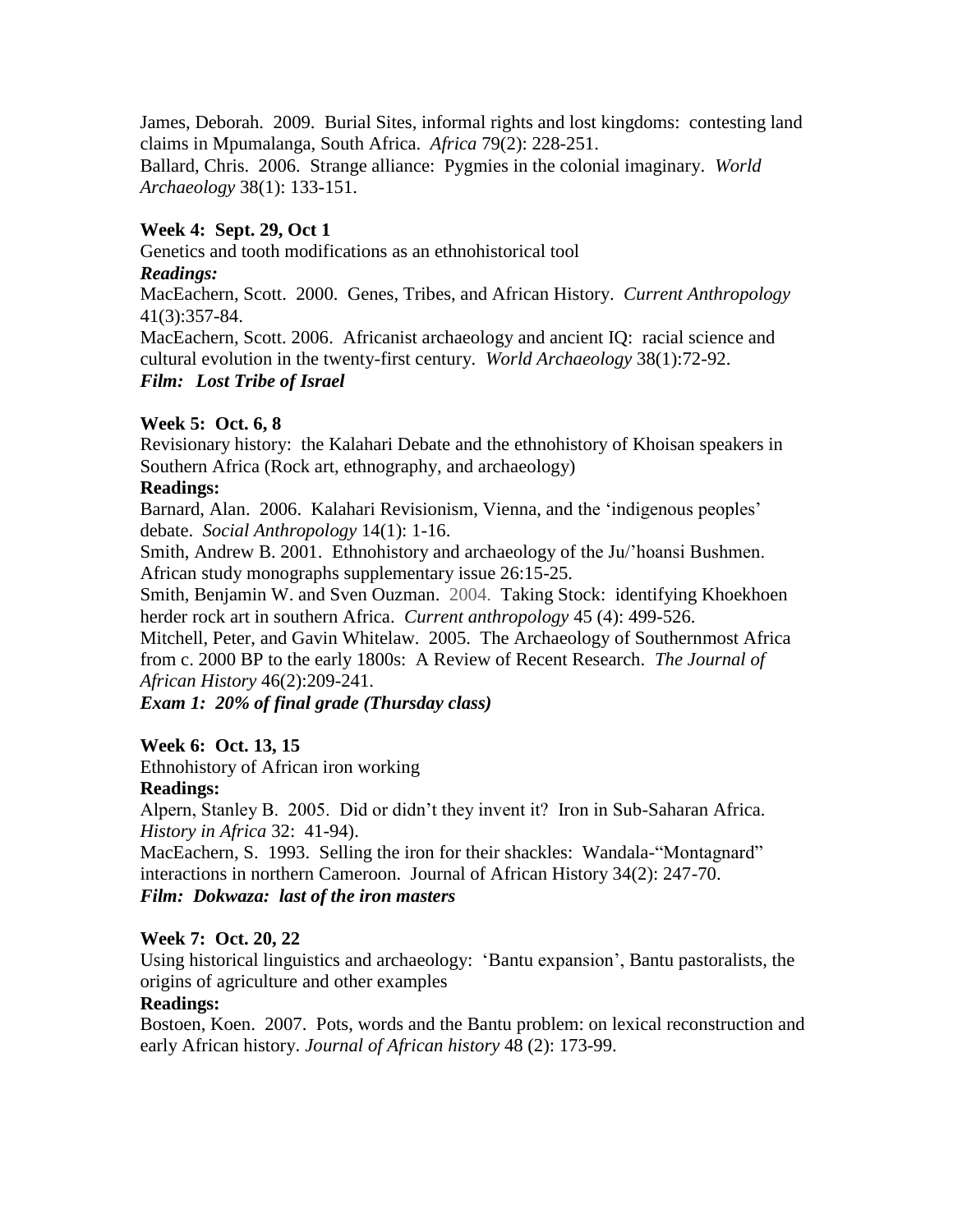James, Deborah. 2009. Burial Sites, informal rights and lost kingdoms: contesting land claims in Mpumalanga, South Africa. *Africa* 79(2): 228-251.
Ballard, Chris. 2006. Strange alliance: Pygmies in the colonial imaginary. *World Archaeology* 38(1): 133-151.

**Week 4: Sept. 29, Oct 1**
Genetics and tooth modifications as an ethnohistorical tool
***Readings:***
MacEachern, Scott. 2000. Genes, Tribes, and African History. *Current Anthropology* 41(3):357-84.
MacEachern, Scott. 2006. Africanist archaeology and ancient IQ: racial science and cultural evolution in the twenty-first century. *World Archaeology* 38(1):72-92.
***Film: Lost Tribe of Israel***

**Week 5: Oct. 6, 8**
Revisionary history: the Kalahari Debate and the ethnohistory of Khoisan speakers in Southern Africa (Rock art, ethnography, and archaeology)
**Readings:**
Barnard, Alan. 2006. Kalahari Revisionism, Vienna, and the 'indigenous peoples' debate. *Social Anthropology* 14(1): 1-16.
Smith, Andrew B. 2001. Ethnohistory and archaeology of the Ju/'hoansi Bushmen. African study monographs supplementary issue 26:15-25.
Smith, Benjamin W. and Sven Ouzman. 2004. Taking Stock: identifying Khoekhoen herder rock art in southern Africa. *Current anthropology* 45 (4): 499-526.
Mitchell, Peter, and Gavin Whitelaw. 2005. The Archaeology of Southernmost Africa from c. 2000 BP to the early 1800s: A Review of Recent Research. *The Journal of African History* 46(2):209-241.
***Exam 1: 20% of final grade (Thursday class)***

**Week 6: Oct. 13, 15**
Ethnohistory of African iron working
**Readings:**
Alpern, Stanley B. 2005. Did or didn't they invent it? Iron in Sub-Saharan Africa. *History in Africa* 32: 41-94).
MacEachern, S. 1993. Selling the iron for their shackles: Wandala-"Montagnard" interactions in northern Cameroon. Journal of African History 34(2): 247-70.
***Film: Dokwaza: last of the iron masters***

**Week 7: Oct. 20, 22**
Using historical linguistics and archaeology: 'Bantu expansion', Bantu pastoralists, the origins of agriculture and other examples
**Readings:**
Bostoen, Koen. 2007. Pots, words and the Bantu problem: on lexical reconstruction and early African history. *Journal of African history* 48 (2): 173-99.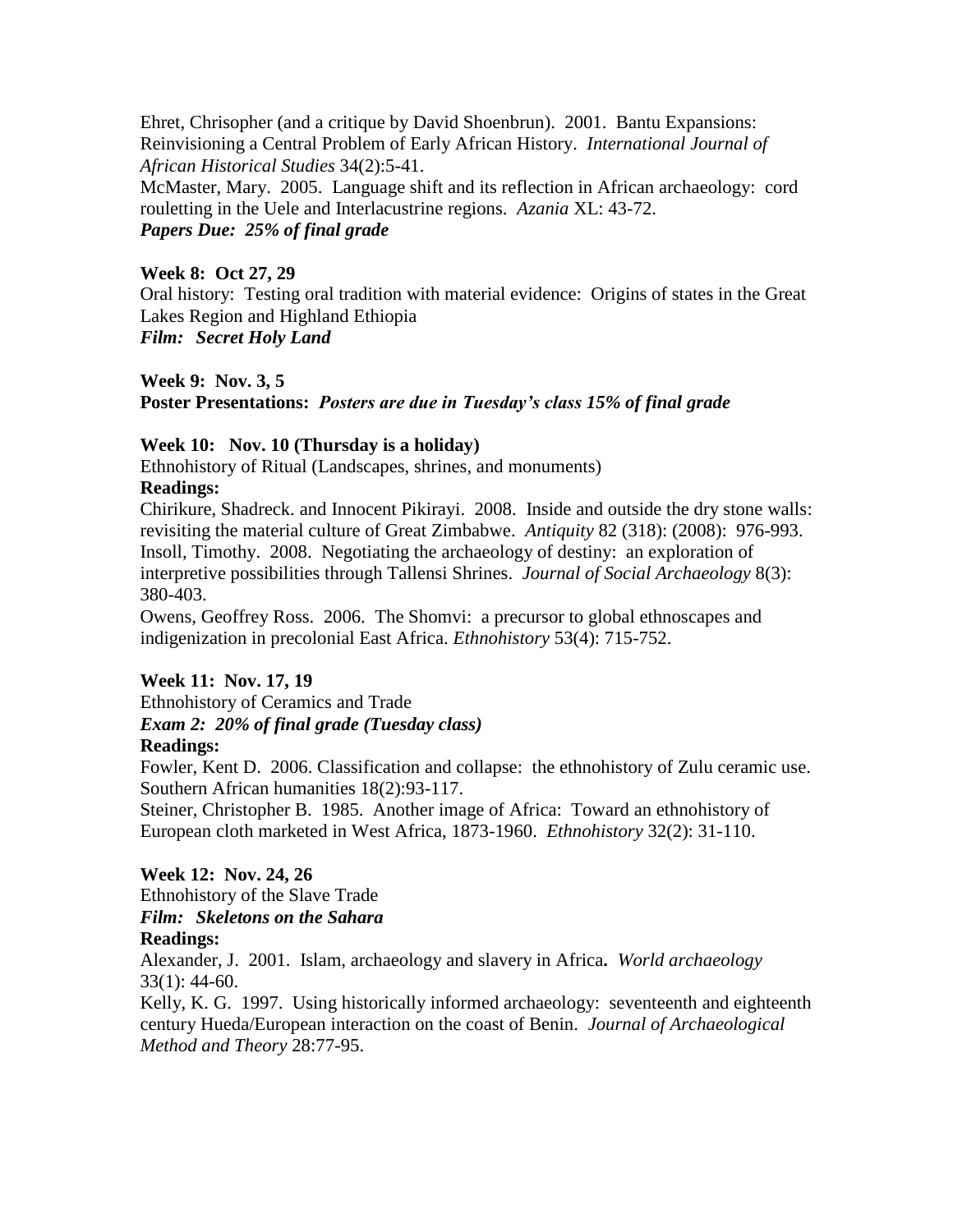Ehret, Chrisopher (and a critique by David Shoenbrun). 2001. Bantu Expansions: Reinvisioning a Central Problem of Early African History. *International Journal of African Historical Studies* 34(2):5-41.
McMaster, Mary. 2005. Language shift and its reflection in African archaeology: cord rouletting in the Uele and Interlacustrine regions. *Azania* XL: 43-72.
***Papers Due: 25% of final grade***

**Week 8: Oct 27, 29**
Oral history: Testing oral tradition with material evidence: Origins of states in the Great Lakes Region and Highland Ethiopia
***Film: Secret Holy Land***

**Week 9: Nov. 3, 5**
**Poster Presentations:** ***Posters are due in Tuesday's class 15% of final grade***

**Week 10: Nov. 10 (Thursday is a holiday)**
Ethnohistory of Ritual (Landscapes, shrines, and monuments)
**Readings:**
Chirikure, Shadreck. and Innocent Pikirayi. 2008. Inside and outside the dry stone walls: revisiting the material culture of Great Zimbabwe. *Antiquity* 82 (318): (2008): 976-993.
Insoll, Timothy. 2008. Negotiating the archaeology of destiny: an exploration of interpretive possibilities through Tallensi Shrines. *Journal of Social Archaeology* 8(3): 380-403.
Owens, Geoffrey Ross. 2006. The Shomvi: a precursor to global ethnoscapes and indigenization in precolonial East Africa. *Ethnohistory* 53(4): 715-752.

**Week 11: Nov. 17, 19**
Ethnohistory of Ceramics and Trade
***Exam 2: 20% of final grade (Tuesday class)***
**Readings:**
Fowler, Kent D. 2006. Classification and collapse: the ethnohistory of Zulu ceramic use. Southern African humanities 18(2):93-117.
Steiner, Christopher B. 1985. Another image of Africa: Toward an ethnohistory of European cloth marketed in West Africa, 1873-1960. *Ethnohistory* 32(2): 31-110.

**Week 12: Nov. 24, 26**
Ethnohistory of the Slave Trade
***Film: Skeletons on the Sahara***
**Readings:**
Alexander, J. 2001. Islam, archaeology and slavery in Africa**.** *World archaeology* 33(1): 44-60.
Kelly, K. G. 1997. Using historically informed archaeology: seventeenth and eighteenth century Hueda/European interaction on the coast of Benin. *Journal of Archaeological Method and Theory* 28:77-95.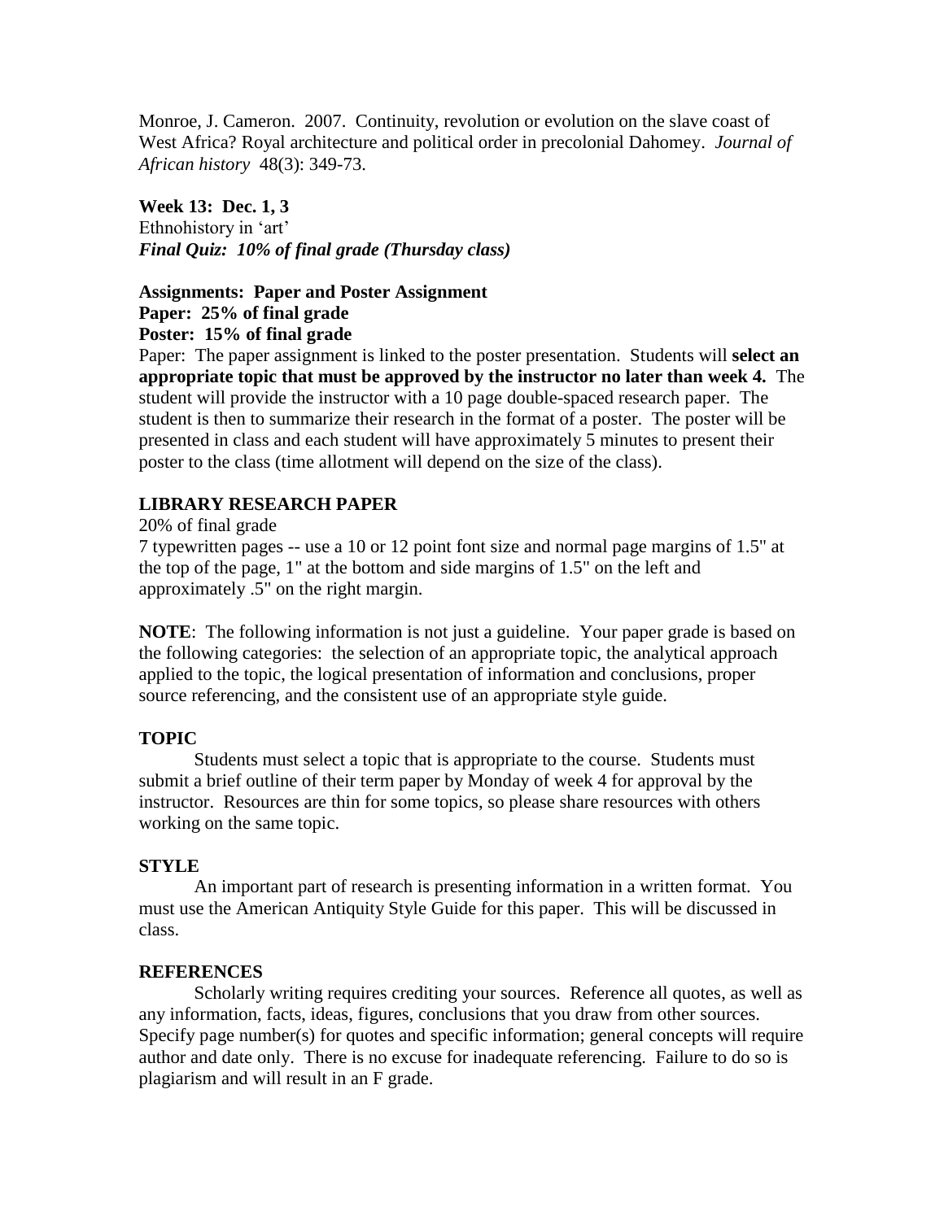Monroe, J. Cameron. 2007. Continuity, revolution or evolution on the slave coast of West Africa? Royal architecture and political order in precolonial Dahomey. *Journal of African history* 48(3): 349-73.

**Week 13: Dec. 1, 3**
Ethnohistory in 'art'
***Final Quiz: 10% of final grade (Thursday class)***

**Assignments: Paper and Poster Assignment**
**Paper: 25% of final grade**
**Poster: 15% of final grade**

Paper: The paper assignment is linked to the poster presentation. Students will **select an appropriate topic that must be approved by the instructor no later than week 4.** The student will provide the instructor with a 10 page double-spaced research paper. The student is then to summarize their research in the format of a poster. The poster will be presented in class and each student will have approximately 5 minutes to present their poster to the class (time allotment will depend on the size of the class).

## LIBRARY RESEARCH PAPER

20% of final grade
7 typewritten pages -- use a 10 or 12 point font size and normal page margins of 1.5" at the top of the page, 1" at the bottom and side margins of 1.5" on the left and approximately .5" on the right margin.

**NOTE**: The following information is not just a guideline. Your paper grade is based on the following categories: the selection of an appropriate topic, the analytical approach applied to the topic, the logical presentation of information and conclusions, proper source referencing, and the consistent use of an appropriate style guide.

### TOPIC

Students must select a topic that is appropriate to the course. Students must submit a brief outline of their term paper by Monday of week 4 for approval by the instructor. Resources are thin for some topics, so please share resources with others working on the same topic.

### STYLE

An important part of research is presenting information in a written format. You must use the American Antiquity Style Guide for this paper. This will be discussed in class.

### REFERENCES

Scholarly writing requires crediting your sources. Reference all quotes, as well as any information, facts, ideas, figures, conclusions that you draw from other sources. Specify page number(s) for quotes and specific information; general concepts will require author and date only. There is no excuse for inadequate referencing. Failure to do so is plagiarism and will result in an F grade.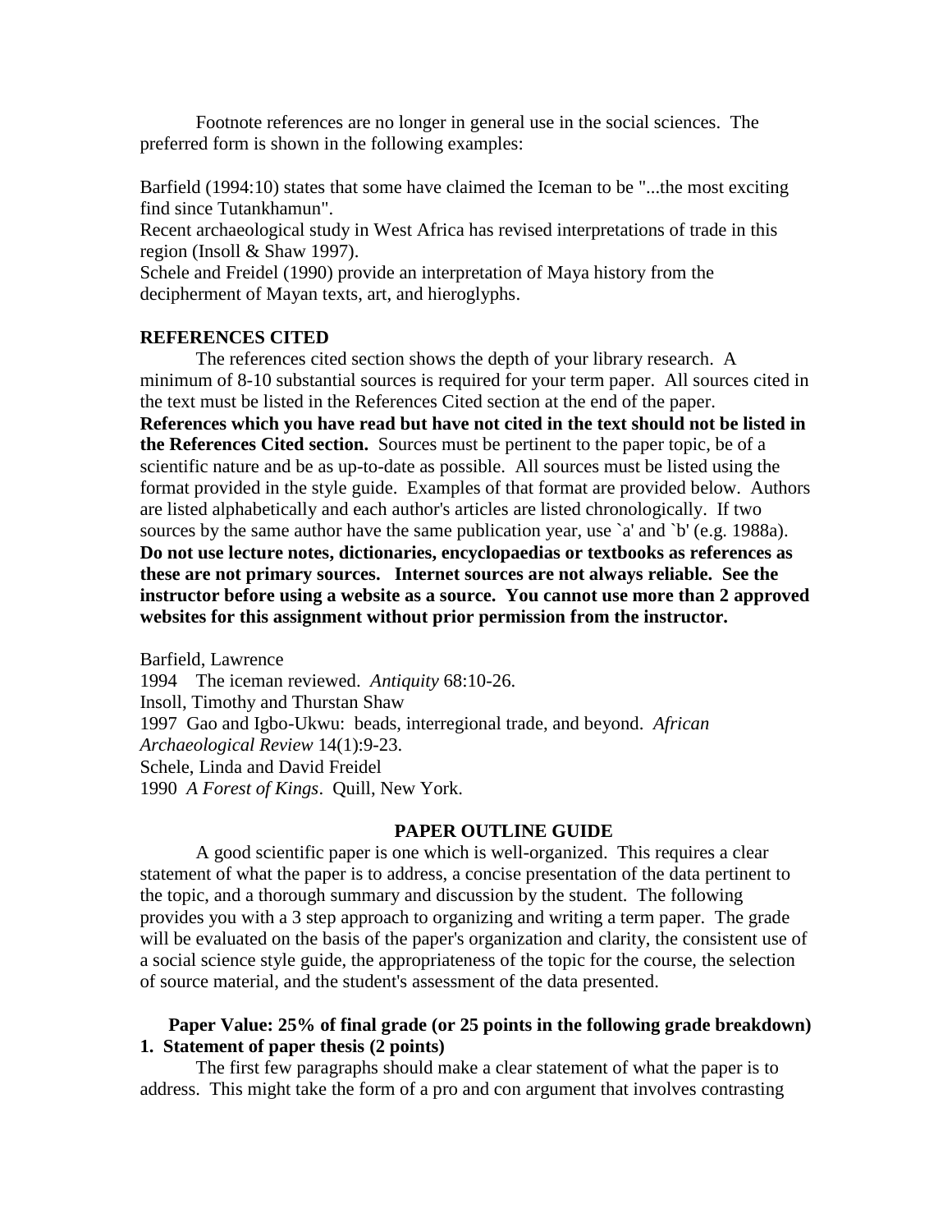Footnote references are no longer in general use in the social sciences. The preferred form is shown in the following examples:

Barfield (1994:10) states that some have claimed the Iceman to be "...the most exciting find since Tutankhamun".
Recent archaeological study in West Africa has revised interpretations of trade in this region (Insoll & Shaw 1997).
Schele and Freidel (1990) provide an interpretation of Maya history from the decipherment of Mayan texts, art, and hieroglyphs.

**REFERENCES CITED**

The references cited section shows the depth of your library research. A minimum of 8-10 substantial sources is required for your term paper. All sources cited in the text must be listed in the References Cited section at the end of the paper. **References which you have read but have not cited in the text should not be listed in the References Cited section.** Sources must be pertinent to the paper topic, be of a scientific nature and be as up-to-date as possible. All sources must be listed using the format provided in the style guide. Examples of that format are provided below. Authors are listed alphabetically and each author's articles are listed chronologically. If two sources by the same author have the same publication year, use `a' and `b' (e.g. 1988a). **Do not use lecture notes, dictionaries, encyclopaedias or textbooks as references as these are not primary sources. Internet sources are not always reliable. See the instructor before using a website as a source. You cannot use more than 2 approved websites for this assignment without prior permission from the instructor.**

Barfield, Lawrence
1994 The iceman reviewed. *Antiquity* 68:10-26.
Insoll, Timothy and Thurstan Shaw
1997 Gao and Igbo-Ukwu: beads, interregional trade, and beyond. *African Archaeological Review* 14(1):9-23.
Schele, Linda and David Freidel
1990 *A Forest of Kings*. Quill, New York.

**PAPER OUTLINE GUIDE**

A good scientific paper is one which is well-organized. This requires a clear statement of what the paper is to address, a concise presentation of the data pertinent to the topic, and a thorough summary and discussion by the student. The following provides you with a 3 step approach to organizing and writing a term paper. The grade will be evaluated on the basis of the paper's organization and clarity, the consistent use of a social science style guide, the appropriateness of the topic for the course, the selection of source material, and the student's assessment of the data presented.

**Paper Value: 25% of final grade (or 25 points in the following grade breakdown)**

**1. Statement of paper thesis (2 points)**

The first few paragraphs should make a clear statement of what the paper is to address. This might take the form of a pro and con argument that involves contrasting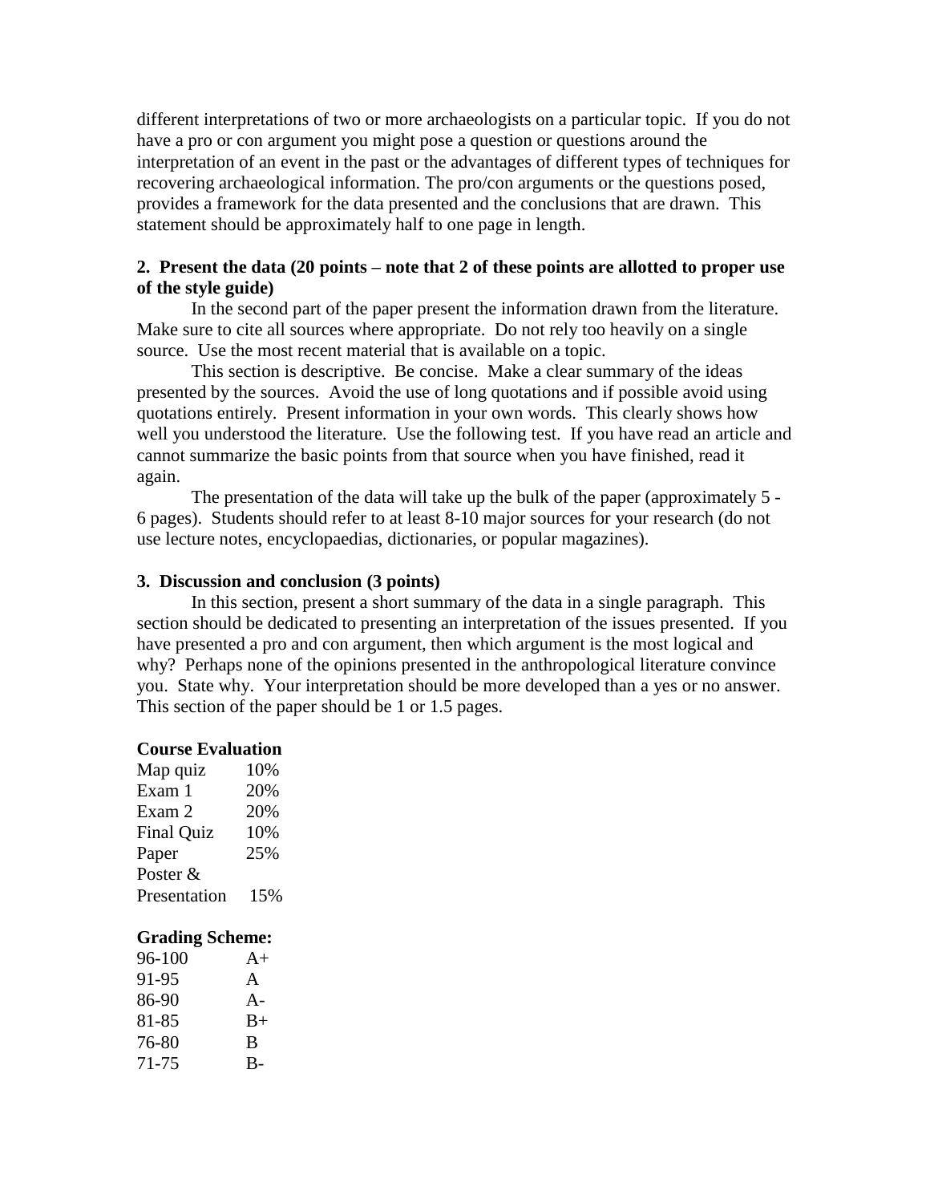different interpretations of two or more archaeologists on a particular topic. If you do not have a pro or con argument you might pose a question or questions around the interpretation of an event in the past or the advantages of different types of techniques for recovering archaeological information. The pro/con arguments or the questions posed, provides a framework for the data presented and the conclusions that are drawn. This statement should be approximately half to one page in length.

**2. Present the data (20 points – note that 2 of these points are allotted to proper use of the style guide)**

In the second part of the paper present the information drawn from the literature. Make sure to cite all sources where appropriate. Do not rely too heavily on a single source. Use the most recent material that is available on a topic.

This section is descriptive. Be concise. Make a clear summary of the ideas presented by the sources. Avoid the use of long quotations and if possible avoid using quotations entirely. Present information in your own words. This clearly shows how well you understood the literature. Use the following test. If you have read an article and cannot summarize the basic points from that source when you have finished, read it again.

The presentation of the data will take up the bulk of the paper (approximately 5 - 6 pages). Students should refer to at least 8-10 major sources for your research (do not use lecture notes, encyclopaedias, dictionaries, or popular magazines).

**3. Discussion and conclusion (3 points)**

In this section, present a short summary of the data in a single paragraph. This section should be dedicated to presenting an interpretation of the issues presented. If you have presented a pro and con argument, then which argument is the most logical and why? Perhaps none of the opinions presented in the anthropological literature convince you. State why. Your interpretation should be more developed than a yes or no answer. This section of the paper should be 1 or 1.5 pages.

**Course Evaluation**

| | |
|---|---|
| Map quiz | 10% |
| Exam 1 | 20% |
| Exam 2 | 20% |
| Final Quiz | 10% |
| Paper | 25% |
| Poster & Presentation | 15% |

**Grading Scheme:**

| | |
|---|---|
| 96-100 | A+ |
| 91-95 | A |
| 86-90 | A- |
| 81-85 | B+ |
| 76-80 | B |
| 71-75 | B- |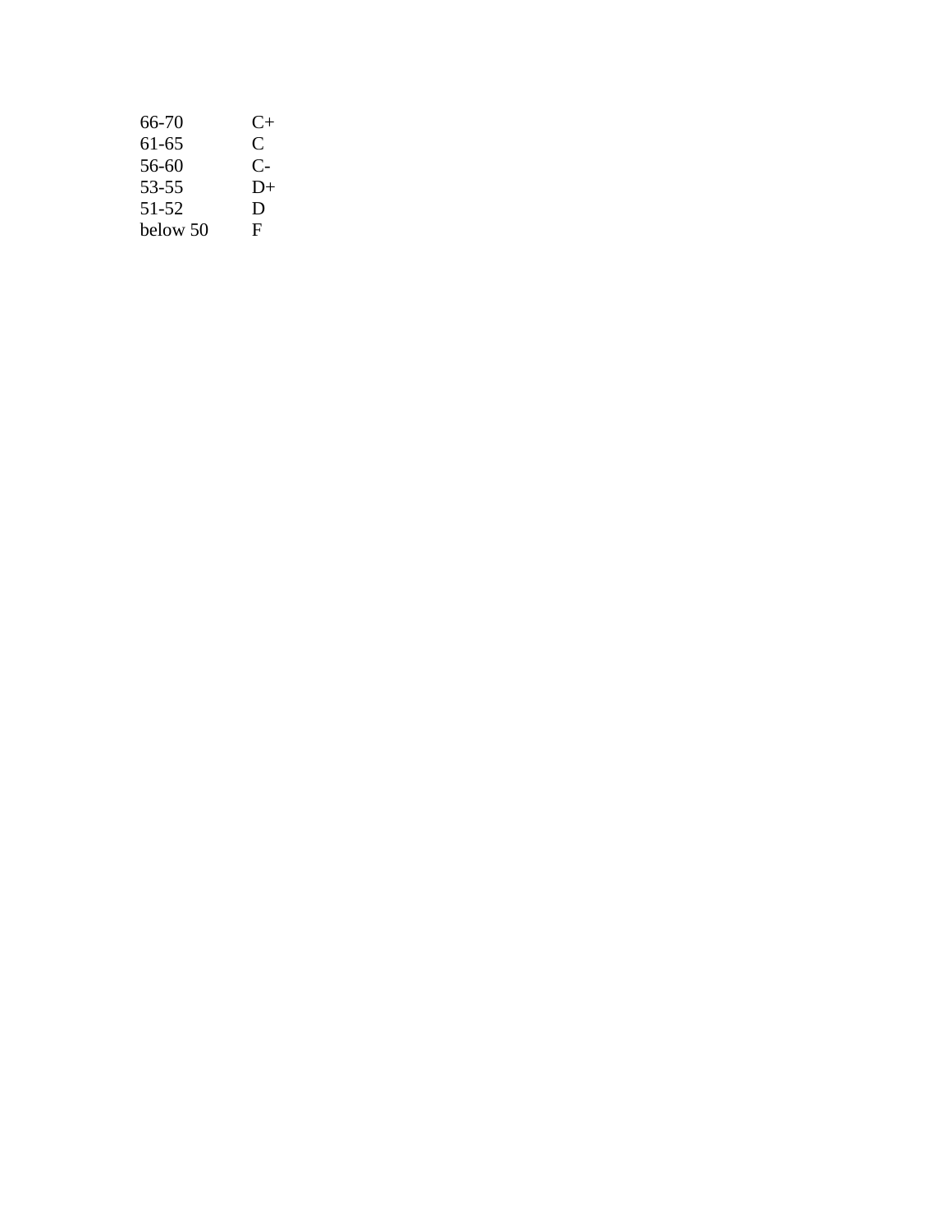| | |
|---|---|
| 66-70 | C+ |
| 61-65 | C |
| 56-60 | C- |
| 53-55 | D+ |
| 51-52 | D |
| below 50 | F |